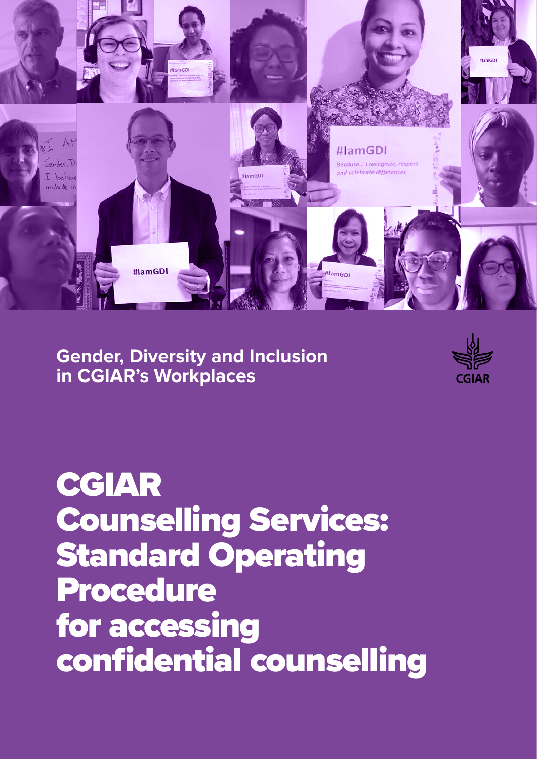**Gender, Diversity and Inclusion in CGIAR's Workplaces**

CGIAR

# CGIAR Counselling Services: Standard Operating Procedure for accessing confidential counselling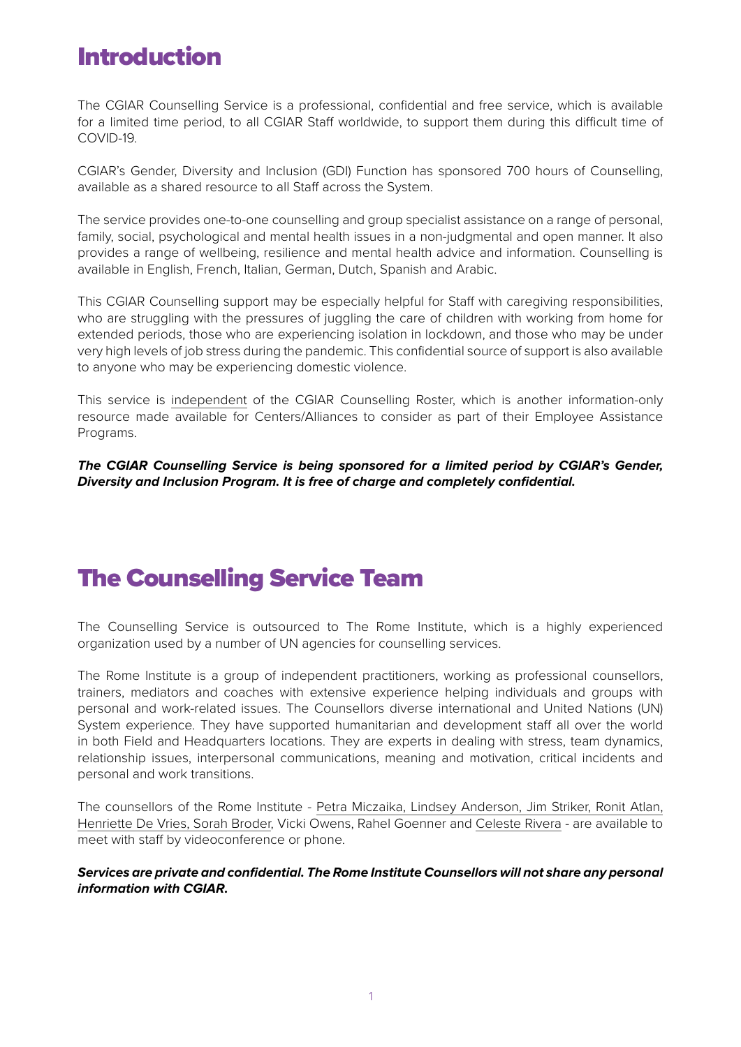# Introduction

The CGIAR Counselling Service is a professional, confidential and free service, which is available for a limited time period, to all CGIAR Staff worldwide, to support them during this difficult time of COVID-19.

CGIAR's Gender, Diversity and Inclusion (GDI) Function has sponsored 700 hours of Counselling, available as a shared resource to all Staff across the System.

The service provides one-to-one counselling and group specialist assistance on a range of personal, family, social, psychological and mental health issues in a non-judgmental and open manner. It also provides a range of wellbeing, resilience and mental health advice and information. Counselling is available in English, French, Italian, German, Dutch, Spanish and Arabic.

This CGIAR Counselling support may be especially helpful for Staff with caregiving responsibilities, who are struggling with the pressures of juggling the care of children with working from home for extended periods, those who are experiencing isolation in lockdown, and those who may be under very high levels of job stress during the pandemic. This confidential source of support is also available to anyone who may be experiencing domestic violence.

This service is independent of the CGIAR Counselling Roster, which is another information-only resource made available for Centers/Alliances to consider as part of their Employee Assistance Programs.

***The CGIAR Counselling Service is being sponsored for a limited period by CGIAR's Gender, Diversity and Inclusion Program. It is free of charge and completely confidential.***

# The Counselling Service Team

The Counselling Service is outsourced to The Rome Institute, which is a highly experienced organization used by a number of UN agencies for counselling services.

The Rome Institute is a group of independent practitioners, working as professional counsellors, trainers, mediators and coaches with extensive experience helping individuals and groups with personal and work-related issues. The Counsellors diverse international and United Nations (UN) System experience. They have supported humanitarian and development staff all over the world in both Field and Headquarters locations. They are experts in dealing with stress, team dynamics, relationship issues, interpersonal communications, meaning and motivation, critical incidents and personal and work transitions.

The counsellors of the Rome Institute - Petra Miczaika, Lindsey Anderson, Jim Striker, Ronit Atlan, Henriette De Vries, Sorah Broder, Vicki Owens, Rahel Goenner and Celeste Rivera - are available to meet with staff by videoconference or phone.

***Services are private and confidential. The Rome Institute Counsellors will not share any personal information with CGIAR.***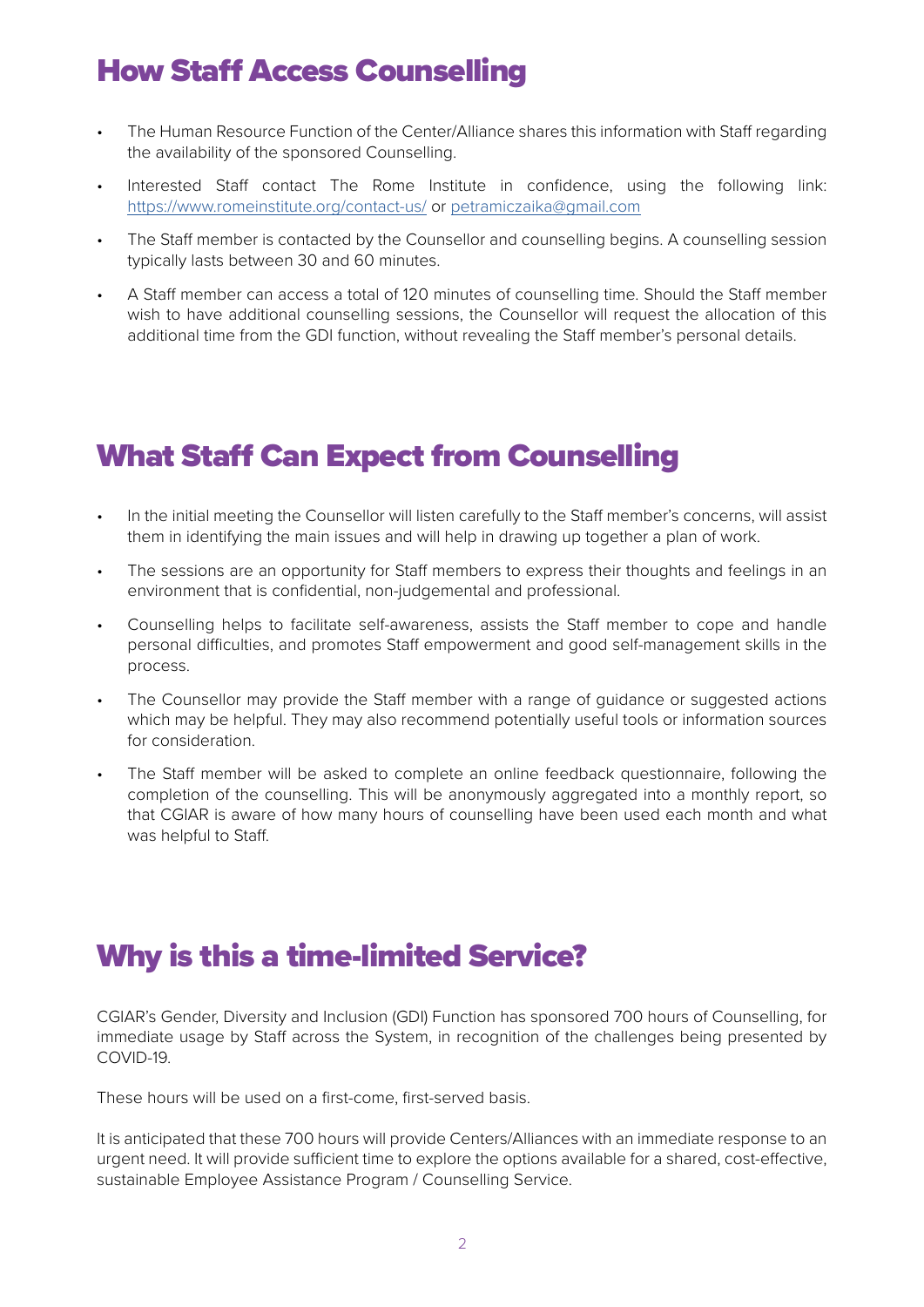## How Staff Access Counselling

- The Human Resource Function of the Center/Alliance shares this information with Staff regarding the availability of the sponsored Counselling.
- Interested Staff contact The Rome Institute in confidence, using the following link: https://www.romeinstitute.org/contact-us/ or petramiczaika@gmail.com
- The Staff member is contacted by the Counsellor and counselling begins. A counselling session typically lasts between 30 and 60 minutes.
- A Staff member can access a total of 120 minutes of counselling time. Should the Staff member wish to have additional counselling sessions, the Counsellor will request the allocation of this additional time from the GDI function, without revealing the Staff member's personal details.

## What Staff Can Expect from Counselling

- In the initial meeting the Counsellor will listen carefully to the Staff member's concerns, will assist them in identifying the main issues and will help in drawing up together a plan of work.
- The sessions are an opportunity for Staff members to express their thoughts and feelings in an environment that is confidential, non-judgemental and professional.
- Counselling helps to facilitate self-awareness, assists the Staff member to cope and handle personal difficulties, and promotes Staff empowerment and good self-management skills in the process.
- The Counsellor may provide the Staff member with a range of guidance or suggested actions which may be helpful. They may also recommend potentially useful tools or information sources for consideration.
- The Staff member will be asked to complete an online feedback questionnaire, following the completion of the counselling. This will be anonymously aggregated into a monthly report, so that CGIAR is aware of how many hours of counselling have been used each month and what was helpful to Staff.

## Why is this a time-limited Service?

CGIAR's Gender, Diversity and Inclusion (GDI) Function has sponsored 700 hours of Counselling, for immediate usage by Staff across the System, in recognition of the challenges being presented by COVID-19.

These hours will be used on a first-come, first-served basis.

It is anticipated that these 700 hours will provide Centers/Alliances with an immediate response to an urgent need. It will provide sufficient time to explore the options available for a shared, cost-effective, sustainable Employee Assistance Program / Counselling Service.